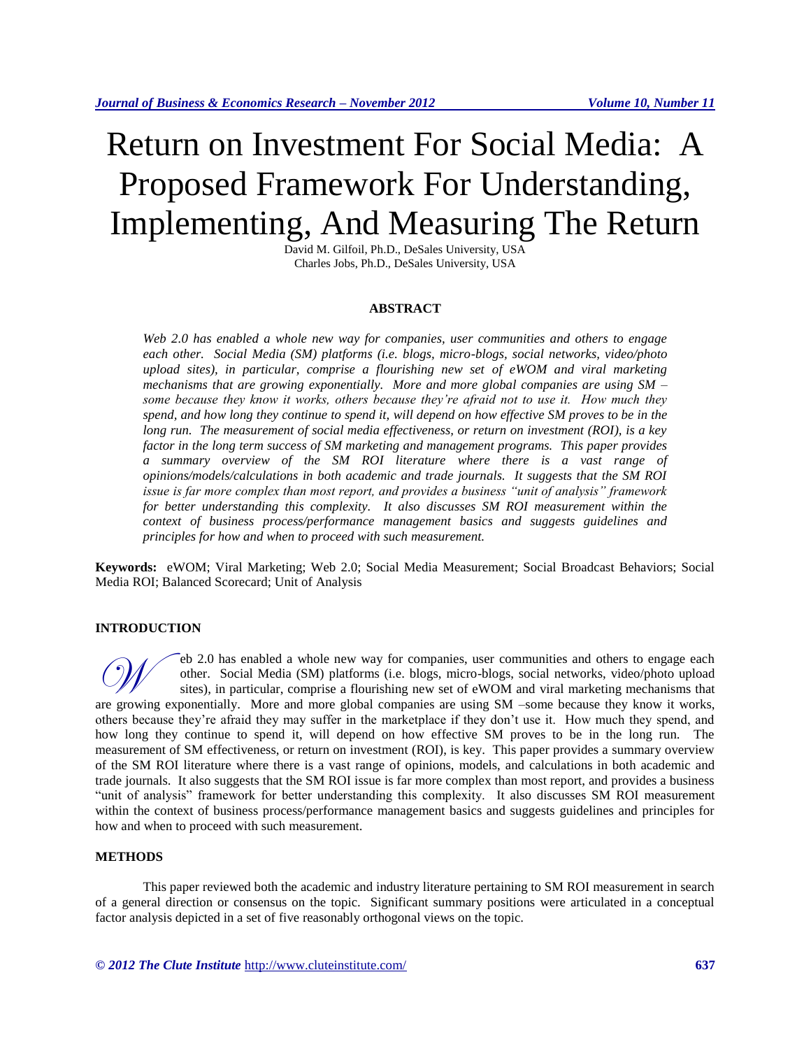# Return on Investment For Social Media: A Proposed Framework For Understanding, Implementing, And Measuring The Return

David M. Gilfoil, Ph.D., DeSales University, USA
Charles Jobs, Ph.D., DeSales University, USA

## ABSTRACT

*Web 2.0 has enabled a whole new way for companies, user communities and others to engage each other. Social Media (SM) platforms (i.e. blogs, micro-blogs, social networks, video/photo upload sites), in particular, comprise a flourishing new set of eWOM and viral marketing mechanisms that are growing exponentially. More and more global companies are using SM – some because they know it works, others because they're afraid not to use it. How much they spend, and how long they continue to spend it, will depend on how effective SM proves to be in the long run. The measurement of social media effectiveness, or return on investment (ROI), is a key factor in the long term success of SM marketing and management programs. This paper provides a summary overview of the SM ROI literature where there is a vast range of opinions/models/calculations in both academic and trade journals. It suggests that the SM ROI issue is far more complex than most report, and provides a business "unit of analysis" framework for better understanding this complexity. It also discusses SM ROI measurement within the context of business process/performance management basics and suggests guidelines and principles for how and when to proceed with such measurement.*

**Keywords:** eWOM; Viral Marketing; Web 2.0; Social Media Measurement; Social Broadcast Behaviors; Social Media ROI; Balanced Scorecard; Unit of Analysis

## INTRODUCTION

Web 2.0 has enabled a whole new way for companies, user communities and others to engage each other. Social Media (SM) platforms (i.e. blogs, micro-blogs, social networks, video/photo upload sites), in particular, comprise a flourishing new set of eWOM and viral marketing mechanisms that are growing exponentially. More and more global companies are using SM –some because they know it works, others because they're afraid they may suffer in the marketplace if they don't use it. How much they spend, and how long they continue to spend it, will depend on how effective SM proves to be in the long run. The measurement of SM effectiveness, or return on investment (ROI), is key. This paper provides a summary overview of the SM ROI literature where there is a vast range of opinions, models, and calculations in both academic and trade journals. It also suggests that the SM ROI issue is far more complex than most report, and provides a business "unit of analysis" framework for better understanding this complexity. It also discusses SM ROI measurement within the context of business process/performance management basics and suggests guidelines and principles for how and when to proceed with such measurement.

## METHODS

This paper reviewed both the academic and industry literature pertaining to SM ROI measurement in search of a general direction or consensus on the topic. Significant summary positions were articulated in a conceptual factor analysis depicted in a set of five reasonably orthogonal views on the topic.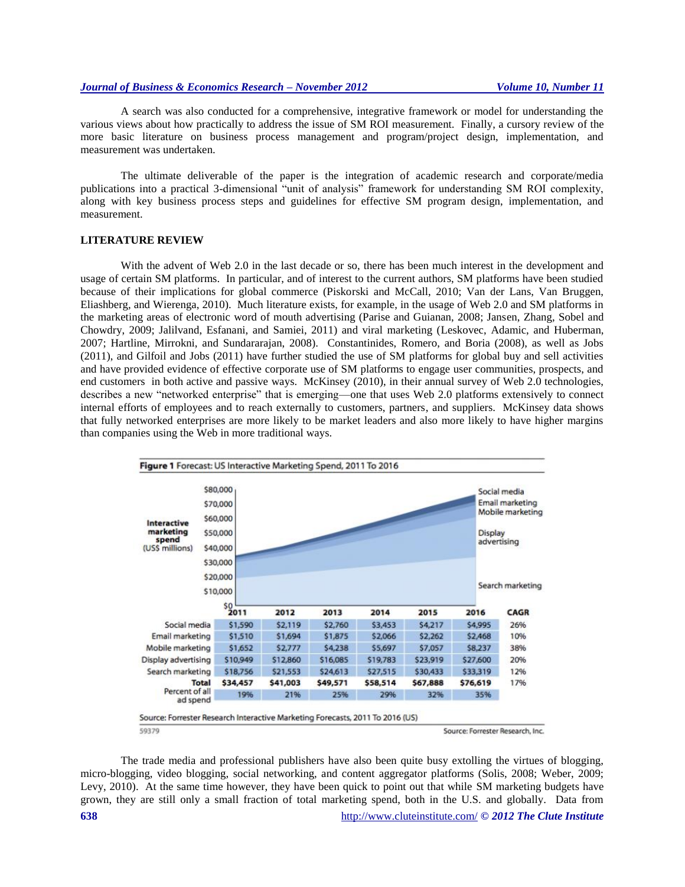A search was also conducted for a comprehensive, integrative framework or model for understanding the various views about how practically to address the issue of SM ROI measurement. Finally, a cursory review of the more basic literature on business process management and program/project design, implementation, and measurement was undertaken.

The ultimate deliverable of the paper is the integration of academic research and corporate/media publications into a practical 3-dimensional "unit of analysis" framework for understanding SM ROI complexity, along with key business process steps and guidelines for effective SM program design, implementation, and measurement.

## LITERATURE REVIEW

With the advent of Web 2.0 in the last decade or so, there has been much interest in the development and usage of certain SM platforms. In particular, and of interest to the current authors, SM platforms have been studied because of their implications for global commerce (Piskorski and McCall, 2010; Van der Lans, Van Bruggen, Eliashberg, and Wierenga, 2010). Much literature exists, for example, in the usage of Web 2.0 and SM platforms in the marketing areas of electronic word of mouth advertising (Parise and Guianan, 2008; Jansen, Zhang, Sobel and Chowdry, 2009; Jalilvand, Esfanani, and Samiei, 2011) and viral marketing (Leskovec, Adamic, and Huberman, 2007; Hartline, Mirrokni, and Sundararajan, 2008). Constantinides, Romero, and Boria (2008), as well as Jobs (2011), and Gilfoil and Jobs (2011) have further studied the use of SM platforms for global buy and sell activities and have provided evidence of effective corporate use of SM platforms to engage user communities, prospects, and end customers in both active and passive ways. McKinsey (2010), in their annual survey of Web 2.0 technologies, describes a new "networked enterprise" that is emerging—one that uses Web 2.0 platforms extensively to connect internal efforts of employees and to reach externally to customers, partners, and suppliers. McKinsey data shows that fully networked enterprises are more likely to be market leaders and also more likely to have higher margins than companies using the Web in more traditional ways.

**Figure 1** Forecast: US Interactive Marketing Spend, 2011 To 2016

| | 2011 | 2012 | 2013 | 2014 | 2015 | 2016 | CAGR |
|---|---|---|---|---|---|---|---|
| Social media | $1,590 | $2,119 | $2,760 | $3,453 | $4,217 | $4,995 | 26% |
| Email marketing | $1,510 | $1,694 | $1,875 | $2,066 | $2,262 | $2,468 | 10% |
| Mobile marketing | $1,652 | $2,777 | $4,238 | $5,697 | $7,057 | $8,237 | 38% |
| Display advertising | $10,949 | $12,860 | $16,085 | $19,783 | $23,919 | $27,600 | 20% |
| Search marketing | $18,756 | $21,553 | $24,613 | $27,515 | $30,433 | $33,319 | 12% |
| **Total** | **$34,457** | **$41,003** | **$49,571** | **$58,514** | **$67,888** | **$76,619** | 17% |
| Percent of all ad spend | 19% | 21% | 25% | 29% | 32% | 35% | |

Source: Forrester Research Interactive Marketing Forecasts, 2011 To 2016 (US)

59379 Source: Forrester Research, Inc.

The trade media and professional publishers have also been quite busy extolling the virtues of blogging, micro-blogging, video blogging, social networking, and content aggregator platforms (Solis, 2008; Weber, 2009; Levy, 2010). At the same time however, they have been quick to point out that while SM marketing budgets have grown, they are still only a small fraction of total marketing spend, both in the U.S. and globally. Data from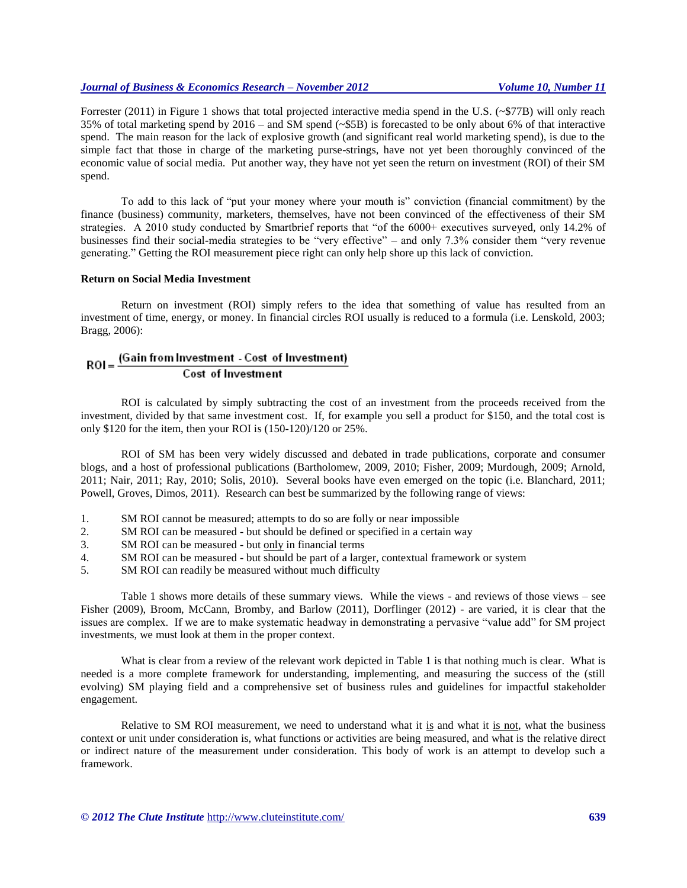Forrester (2011) in Figure 1 shows that total projected interactive media spend in the U.S. (~$77B) will only reach 35% of total marketing spend by 2016 – and SM spend (~$5B) is forecasted to be only about 6% of that interactive spend. The main reason for the lack of explosive growth (and significant real world marketing spend), is due to the simple fact that those in charge of the marketing purse-strings, have not yet been thoroughly convinced of the economic value of social media. Put another way, they have not yet seen the return on investment (ROI) of their SM spend.

To add to this lack of "put your money where your mouth is" conviction (financial commitment) by the finance (business) community, marketers, themselves, have not been convinced of the effectiveness of their SM strategies. A 2010 study conducted by Smartbrief reports that "of the 6000+ executives surveyed, only 14.2% of businesses find their social-media strategies to be "very effective" – and only 7.3% consider them "very revenue generating." Getting the ROI measurement piece right can only help shore up this lack of conviction.

**Return on Social Media Investment**

Return on investment (ROI) simply refers to the idea that something of value has resulted from an investment of time, energy, or money. In financial circles ROI usually is reduced to a formula (i.e. Lenskold, 2003; Bragg, 2006):

$$ROI = \frac{(\text{Gain from Investment} - \text{Cost of Investment})}{\text{Cost of Investment}}$$

ROI is calculated by simply subtracting the cost of an investment from the proceeds received from the investment, divided by that same investment cost. If, for example you sell a product for $150, and the total cost is only $120 for the item, then your ROI is (150-120)/120 or 25%.

ROI of SM has been very widely discussed and debated in trade publications, corporate and consumer blogs, and a host of professional publications (Bartholomew, 2009, 2010; Fisher, 2009; Murdough, 2009; Arnold, 2011; Nair, 2011; Ray, 2010; Solis, 2010). Several books have even emerged on the topic (i.e. Blanchard, 2011; Powell, Groves, Dimos, 2011). Research can best be summarized by the following range of views:

1. SM ROI cannot be measured; attempts to do so are folly or near impossible
2. SM ROI can be measured - but should be defined or specified in a certain way
3. SM ROI can be measured - but <u>only</u> in financial terms
4. SM ROI can be measured - but should be part of a larger, contextual framework or system
5. SM ROI can readily be measured without much difficulty

Table 1 shows more details of these summary views. While the views - and reviews of those views – see Fisher (2009), Broom, McCann, Bromby, and Barlow (2011), Dorflinger (2012) - are varied, it is clear that the issues are complex. If we are to make systematic headway in demonstrating a pervasive "value add" for SM project investments, we must look at them in the proper context.

What is clear from a review of the relevant work depicted in Table 1 is that nothing much is clear. What is needed is a more complete framework for understanding, implementing, and measuring the success of the (still evolving) SM playing field and a comprehensive set of business rules and guidelines for impactful stakeholder engagement.

Relative to SM ROI measurement, we need to understand what it <u>is</u> and what it <u>is not</u>, what the business context or unit under consideration is, what functions or activities are being measured, and what is the relative direct or indirect nature of the measurement under consideration. This body of work is an attempt to develop such a framework.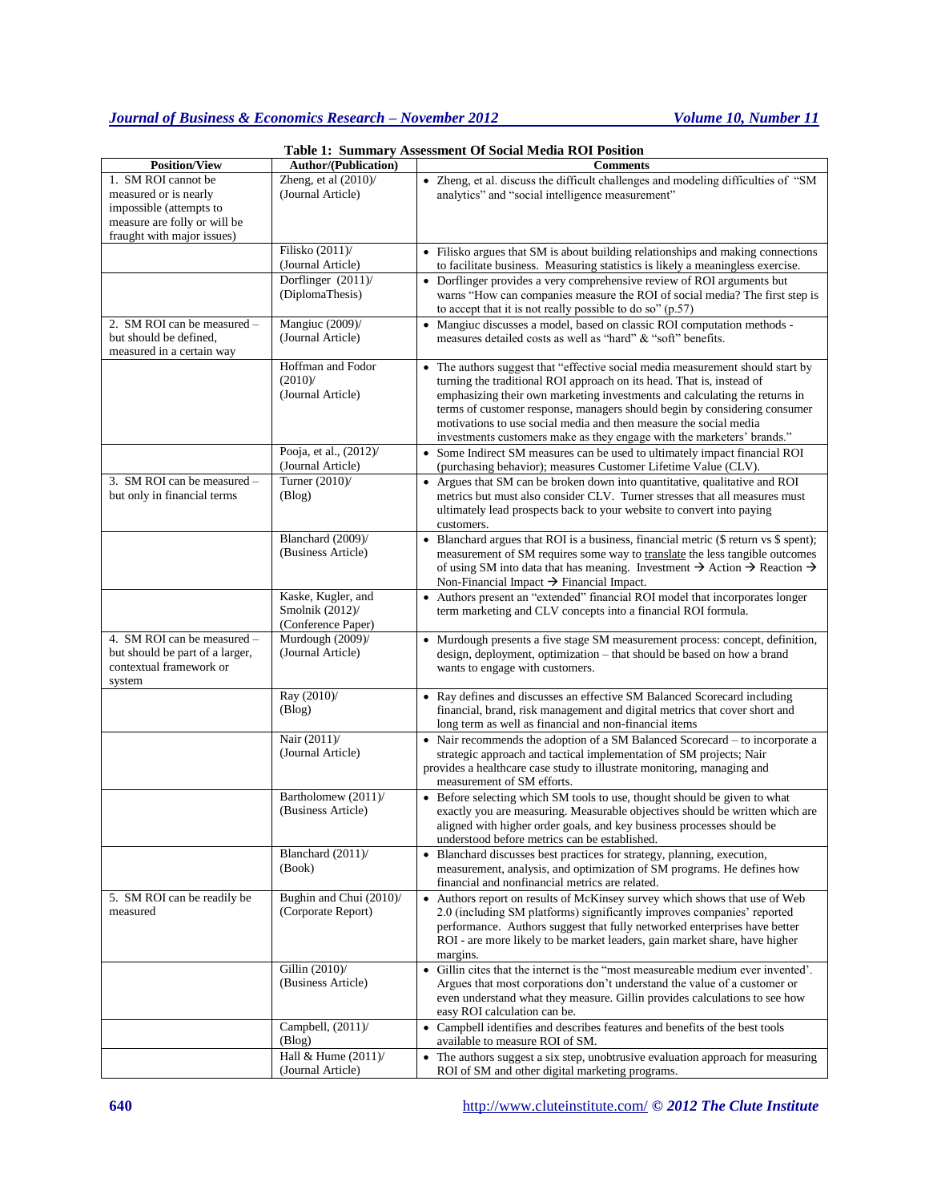**Table 1: Summary Assessment Of Social Media ROI Position**

| Position/View | Author/(Publication) | Comments |
|---|---|---|
| 1. SM ROI cannot be measured or is nearly impossible (attempts to measure are folly or will be fraught with major issues) | Zheng, et al (2010)/ (Journal Article) | • Zheng, et al. discuss the difficult challenges and modeling difficulties of "SM analytics" and "social intelligence measurement" |
| | Filisko (2011)/ (Journal Article) | • Filisko argues that SM is about building relationships and making connections to facilitate business. Measuring statistics is likely a meaningless exercise. |
| | Dorflinger (2011)/ (DiplomaThesis) | • Dorflinger provides a very comprehensive review of ROI arguments but warns "How can companies measure the ROI of social media? The first step is to accept that it is not really possible to do so" (p.57) |
| 2. SM ROI can be measured – but should be defined, measured in a certain way | Mangiuc (2009)/ (Journal Article) | • Mangiuc discusses a model, based on classic ROI computation methods - measures detailed costs as well as "hard" & "soft" benefits. |
| | Hoffman and Fodor (2010)/ (Journal Article) | • The authors suggest that "effective social media measurement should start by turning the traditional ROI approach on its head. That is, instead of emphasizing their own marketing investments and calculating the returns in terms of customer response, managers should begin by considering consumer motivations to use social media and then measure the social media investments customers make as they engage with the marketers' brands." |
| | Pooja, et al., (2012)/ (Journal Article) | • Some Indirect SM measures can be used to ultimately impact financial ROI (purchasing behavior); measures Customer Lifetime Value (CLV). |
| 3. SM ROI can be measured – but only in financial terms | Turner (2010)/ (Blog) | • Argues that SM can be broken down into quantitative, qualitative and ROI metrics but must also consider CLV. Turner stresses that all measures must ultimately lead prospects back to your website to convert into paying customers. |
| | Blanchard (2009)/ (Business Article) | • Blanchard argues that ROI is a business, financial metric ($ return vs $ spent); measurement of SM requires some way to translate the less tangible outcomes of using SM into data that has meaning. Investment → Action → Reaction → Non-Financial Impact → Financial Impact. |
| | Kaske, Kugler, and Smolnik (2012)/ (Conference Paper) | • Authors present an "extended" financial ROI model that incorporates longer term marketing and CLV concepts into a financial ROI formula. |
| 4. SM ROI can be measured – but should be part of a larger, contextual framework or system | Murdough (2009)/ (Journal Article) | • Murdough presents a five stage SM measurement process: concept, definition, design, deployment, optimization – that should be based on how a brand wants to engage with customers. |
| | Ray (2010)/ (Blog) | • Ray defines and discusses an effective SM Balanced Scorecard including financial, brand, risk management and digital metrics that cover short and long term as well as financial and non-financial items |
| | Nair (2011)/ (Journal Article) | • Nair recommends the adoption of a SM Balanced Scorecard – to incorporate a strategic approach and tactical implementation of SM projects; Nair provides a healthcare case study to illustrate monitoring, managing and measurement of SM efforts. |
| | Bartholomew (2011)/ (Business Article) | • Before selecting which SM tools to use, thought should be given to what exactly you are measuring. Measurable objectives should be written which are aligned with higher order goals, and key business processes should be understood before metrics can be established. |
| | Blanchard (2011)/ (Book) | • Blanchard discusses best practices for strategy, planning, execution, measurement, analysis, and optimization of SM programs. He defines how financial and nonfinancial metrics are related. |
| 5. SM ROI can be readily be measured | Bughin and Chui (2010)/ (Corporate Report) | • Authors report on results of McKinsey survey which shows that use of Web 2.0 (including SM platforms) significantly improves companies' reported performance. Authors suggest that fully networked enterprises have better ROI - are more likely to be market leaders, gain market share, have higher margins. |
| | Gillin (2010)/ (Business Article) | • Gillin cites that the internet is the "most measureable medium ever invented'. Argues that most corporations don't understand the value of a customer or even understand what they measure. Gillin provides calculations to see how easy ROI calculation can be. |
| | Campbell, (2011)/ (Blog) | • Campbell identifies and describes features and benefits of the best tools available to measure ROI of SM. |
| | Hall & Hume (2011)/ (Journal Article) | • The authors suggest a six step, unobtrusive evaluation approach for measuring ROI of SM and other digital marketing programs. |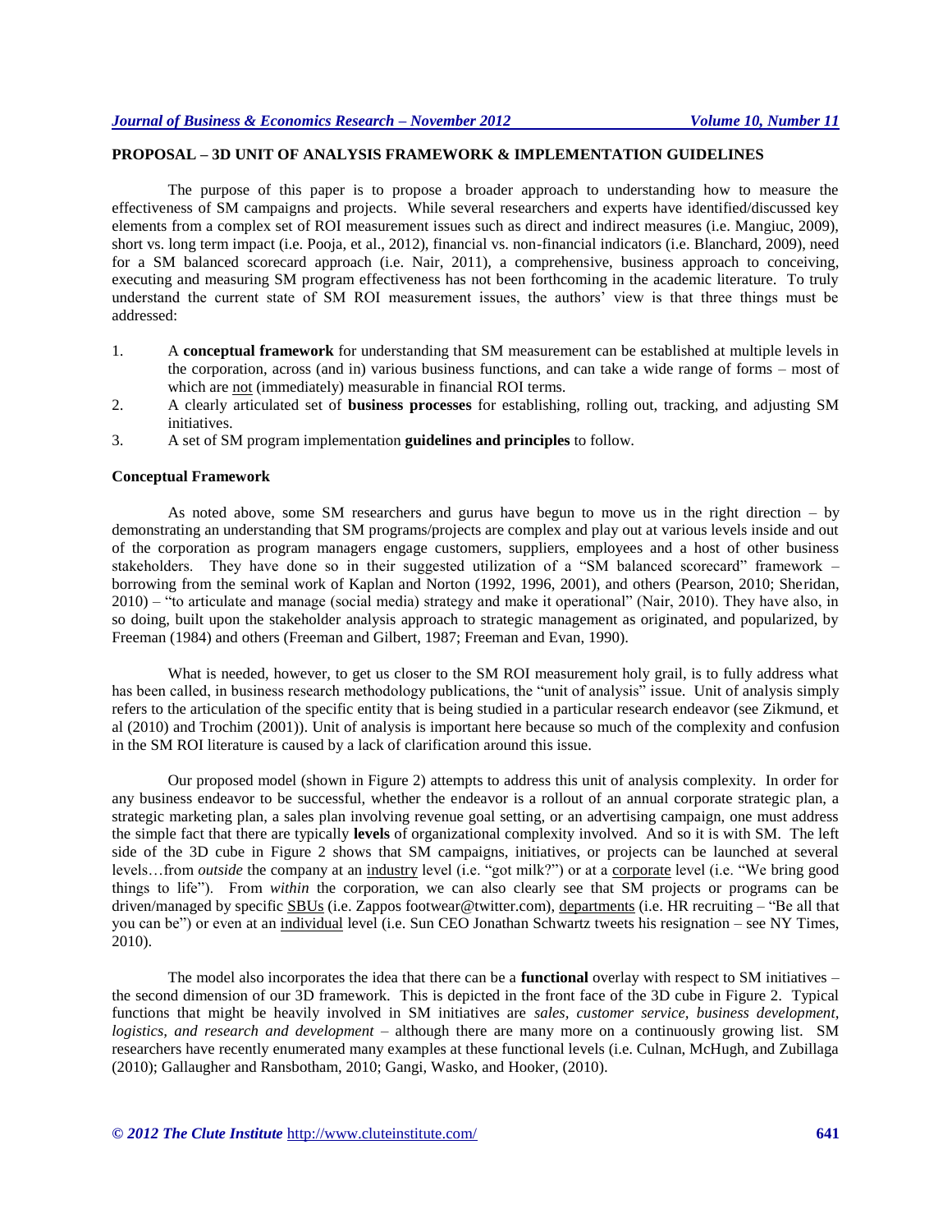## PROPOSAL – 3D UNIT OF ANALYSIS FRAMEWORK & IMPLEMENTATION GUIDELINES

The purpose of this paper is to propose a broader approach to understanding how to measure the effectiveness of SM campaigns and projects. While several researchers and experts have identified/discussed key elements from a complex set of ROI measurement issues such as direct and indirect measures (i.e. Mangiuc, 2009), short vs. long term impact (i.e. Pooja, et al., 2012), financial vs. non-financial indicators (i.e. Blanchard, 2009), need for a SM balanced scorecard approach (i.e. Nair, 2011), a comprehensive, business approach to conceiving, executing and measuring SM program effectiveness has not been forthcoming in the academic literature. To truly understand the current state of SM ROI measurement issues, the authors' view is that three things must be addressed:

1. A **conceptual framework** for understanding that SM measurement can be established at multiple levels in the corporation, across (and in) various business functions, and can take a wide range of forms – most of which are not (immediately) measurable in financial ROI terms.
2. A clearly articulated set of **business processes** for establishing, rolling out, tracking, and adjusting SM initiatives.
3. A set of SM program implementation **guidelines and principles** to follow.

### Conceptual Framework

As noted above, some SM researchers and gurus have begun to move us in the right direction – by demonstrating an understanding that SM programs/projects are complex and play out at various levels inside and out of the corporation as program managers engage customers, suppliers, employees and a host of other business stakeholders. They have done so in their suggested utilization of a "SM balanced scorecard" framework – borrowing from the seminal work of Kaplan and Norton (1992, 1996, 2001), and others (Pearson, 2010; Sheridan, 2010) – "to articulate and manage (social media) strategy and make it operational" (Nair, 2010). They have also, in so doing, built upon the stakeholder analysis approach to strategic management as originated, and popularized, by Freeman (1984) and others (Freeman and Gilbert, 1987; Freeman and Evan, 1990).

What is needed, however, to get us closer to the SM ROI measurement holy grail, is to fully address what has been called, in business research methodology publications, the "unit of analysis" issue. Unit of analysis simply refers to the articulation of the specific entity that is being studied in a particular research endeavor (see Zikmund, et al (2010) and Trochim (2001)). Unit of analysis is important here because so much of the complexity and confusion in the SM ROI literature is caused by a lack of clarification around this issue.

Our proposed model (shown in Figure 2) attempts to address this unit of analysis complexity. In order for any business endeavor to be successful, whether the endeavor is a rollout of an annual corporate strategic plan, a strategic marketing plan, a sales plan involving revenue goal setting, or an advertising campaign, one must address the simple fact that there are typically **levels** of organizational complexity involved. And so it is with SM. The left side of the 3D cube in Figure 2 shows that SM campaigns, initiatives, or projects can be launched at several levels…from *outside* the company at an industry level (i.e. "got milk?") or at a corporate level (i.e. "We bring good things to life"). From *within* the corporation, we can also clearly see that SM projects or programs can be driven/managed by specific SBUs (i.e. Zappos footwear@twitter.com), departments (i.e. HR recruiting – "Be all that you can be") or even at an individual level (i.e. Sun CEO Jonathan Schwartz tweets his resignation – see NY Times, 2010).

The model also incorporates the idea that there can be a **functional** overlay with respect to SM initiatives – the second dimension of our 3D framework. This is depicted in the front face of the 3D cube in Figure 2. Typical functions that might be heavily involved in SM initiatives are *sales, customer service, business development, logistics, and research and development* – although there are many more on a continuously growing list. SM researchers have recently enumerated many examples at these functional levels (i.e. Culnan, McHugh, and Zubillaga (2010); Gallaugher and Ransbotham, 2010; Gangi, Wasko, and Hooker, (2010).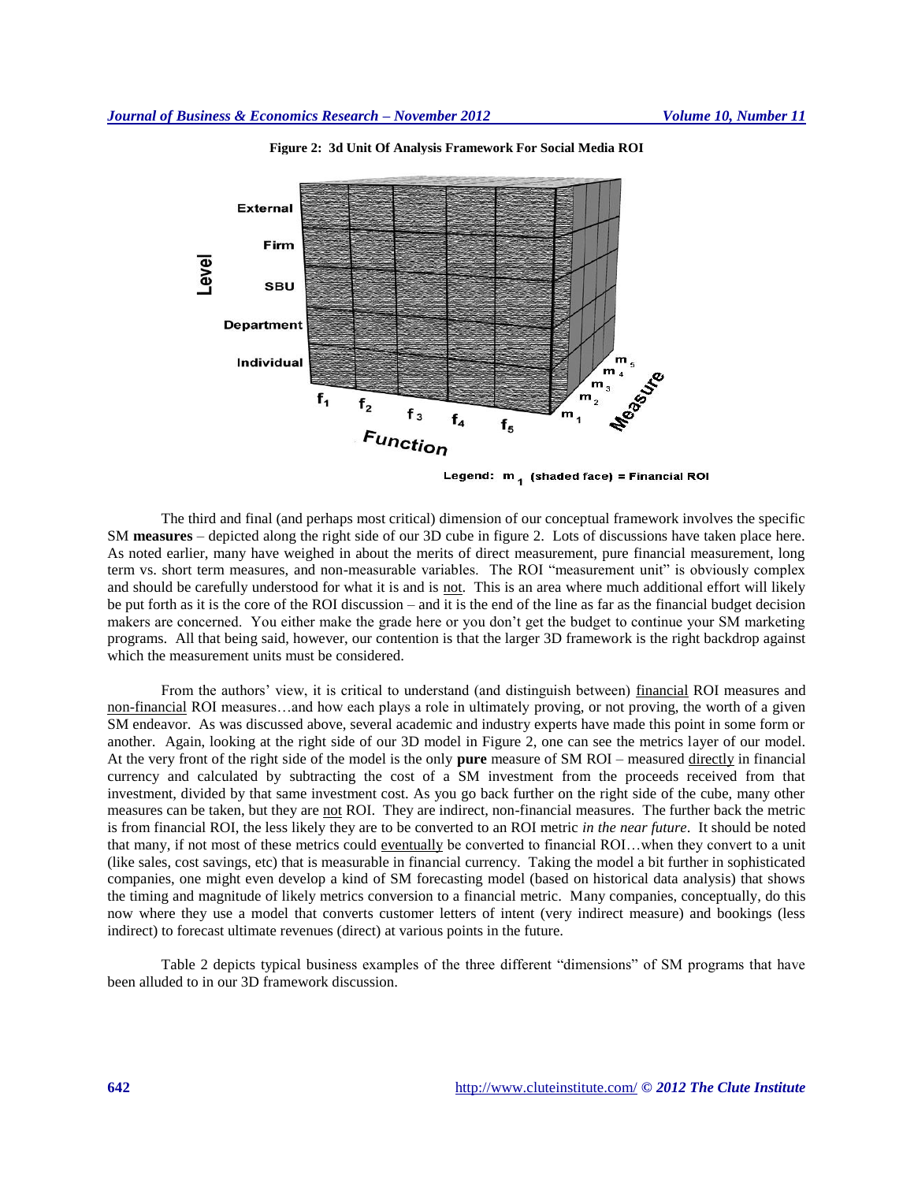**Figure 2: 3d Unit Of Analysis Framework For Social Media ROI**

Legend: $m_1$ (shaded face) = Financial ROI

The third and final (and perhaps most critical) dimension of our conceptual framework involves the specific SM **measures** – depicted along the right side of our 3D cube in figure 2. Lots of discussions have taken place here. As noted earlier, many have weighed in about the merits of direct measurement, pure financial measurement, long term vs. short term measures, and non-measurable variables. The ROI "measurement unit" is obviously complex and should be carefully understood for what it is and is not. This is an area where much additional effort will likely be put forth as it is the core of the ROI discussion – and it is the end of the line as far as the financial budget decision makers are concerned. You either make the grade here or you don't get the budget to continue your SM marketing programs. All that being said, however, our contention is that the larger 3D framework is the right backdrop against which the measurement units must be considered.

From the authors' view, it is critical to understand (and distinguish between) financial ROI measures and non-financial ROI measures…and how each plays a role in ultimately proving, or not proving, the worth of a given SM endeavor. As was discussed above, several academic and industry experts have made this point in some form or another. Again, looking at the right side of our 3D model in Figure 2, one can see the metrics layer of our model. At the very front of the right side of the model is the only **pure** measure of SM ROI – measured directly in financial currency and calculated by subtracting the cost of a SM investment from the proceeds received from that investment, divided by that same investment cost. As you go back further on the right side of the cube, many other measures can be taken, but they are not ROI. They are indirect, non-financial measures. The further back the metric is from financial ROI, the less likely they are to be converted to an ROI metric *in the near future*. It should be noted that many, if not most of these metrics could eventually be converted to financial ROI…when they convert to a unit (like sales, cost savings, etc) that is measurable in financial currency. Taking the model a bit further in sophisticated companies, one might even develop a kind of SM forecasting model (based on historical data analysis) that shows the timing and magnitude of likely metrics conversion to a financial metric. Many companies, conceptually, do this now where they use a model that converts customer letters of intent (very indirect measure) and bookings (less indirect) to forecast ultimate revenues (direct) at various points in the future.

Table 2 depicts typical business examples of the three different "dimensions" of SM programs that have been alluded to in our 3D framework discussion.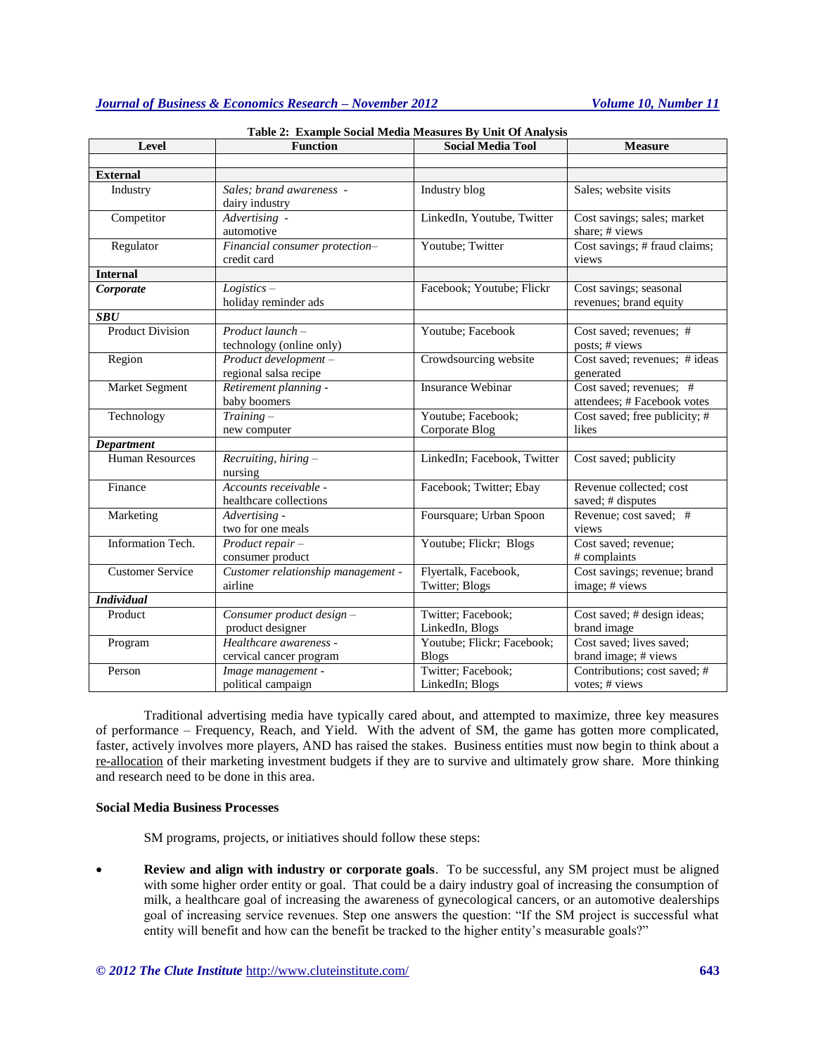**Table 2: Example Social Media Measures By Unit Of Analysis**

| Level | Function | Social Media Tool | Measure |
|---|---|---|---|
| | | | |
| **External** | | | |
| Industry | *Sales; brand awareness* - dairy industry | Industry blog | Sales; website visits |
| Competitor | *Advertising* - automotive | LinkedIn, Youtube, Twitter | Cost savings; sales; market share; # views |
| Regulator | *Financial consumer protection*– credit card | Youtube; Twitter | Cost savings; # fraud claims; views |
| **Internal** | | | |
| ***Corporate*** | *Logistics* – holiday reminder ads | Facebook; Youtube; Flickr | Cost savings; seasonal revenues; brand equity |
| ***SBU*** | | | |
| Product Division | *Product launch* – technology (online only) | Youtube; Facebook | Cost saved; revenues; # posts; # views |
| Region | *Product development* – regional salsa recipe | Crowdsourcing website | Cost saved; revenues; # ideas generated |
| Market Segment | *Retirement planning* - baby boomers | Insurance Webinar | Cost saved; revenues; # attendees; # Facebook votes |
| Technology | *Training* – new computer | Youtube; Facebook; Corporate Blog | Cost saved; free publicity; # likes |
| ***Department*** | | | |
| Human Resources | *Recruiting, hiring* – nursing | LinkedIn; Facebook, Twitter | Cost saved; publicity |
| Finance | *Accounts receivable* - healthcare collections | Facebook; Twitter; Ebay | Revenue collected; cost saved; # disputes |
| Marketing | *Advertising* - two for one meals | Foursquare; Urban Spoon | Revenue; cost saved; # views |
| Information Tech. | *Product repair* – consumer product | Youtube; Flickr; Blogs | Cost saved; revenue; # complaints |
| Customer Service | *Customer relationship management* - airline | Flyertalk, Facebook, Twitter; Blogs | Cost savings; revenue; brand image; # views |
| ***Individual*** | | | |
| Product | *Consumer product design* – product designer | Twitter; Facebook; LinkedIn, Blogs | Cost saved; # design ideas; brand image |
| Program | *Healthcare awareness* - cervical cancer program | Youtube; Flickr; Facebook; Blogs | Cost saved; lives saved; brand image; # views |
| Person | *Image management* - political campaign | Twitter; Facebook; LinkedIn; Blogs | Contributions; cost saved; # votes; # views |

Traditional advertising media have typically cared about, and attempted to maximize, three key measures of performance – Frequency, Reach, and Yield. With the advent of SM, the game has gotten more complicated, faster, actively involves more players, AND has raised the stakes. Business entities must now begin to think about a re-allocation of their marketing investment budgets if they are to survive and ultimately grow share. More thinking and research need to be done in this area.

**Social Media Business Processes**

SM programs, projects, or initiatives should follow these steps:

- **Review and align with industry or corporate goals**. To be successful, any SM project must be aligned with some higher order entity or goal. That could be a dairy industry goal of increasing the consumption of milk, a healthcare goal of increasing the awareness of gynecological cancers, or an automotive dealerships goal of increasing service revenues. Step one answers the question: "If the SM project is successful what entity will benefit and how can the benefit be tracked to the higher entity's measurable goals?"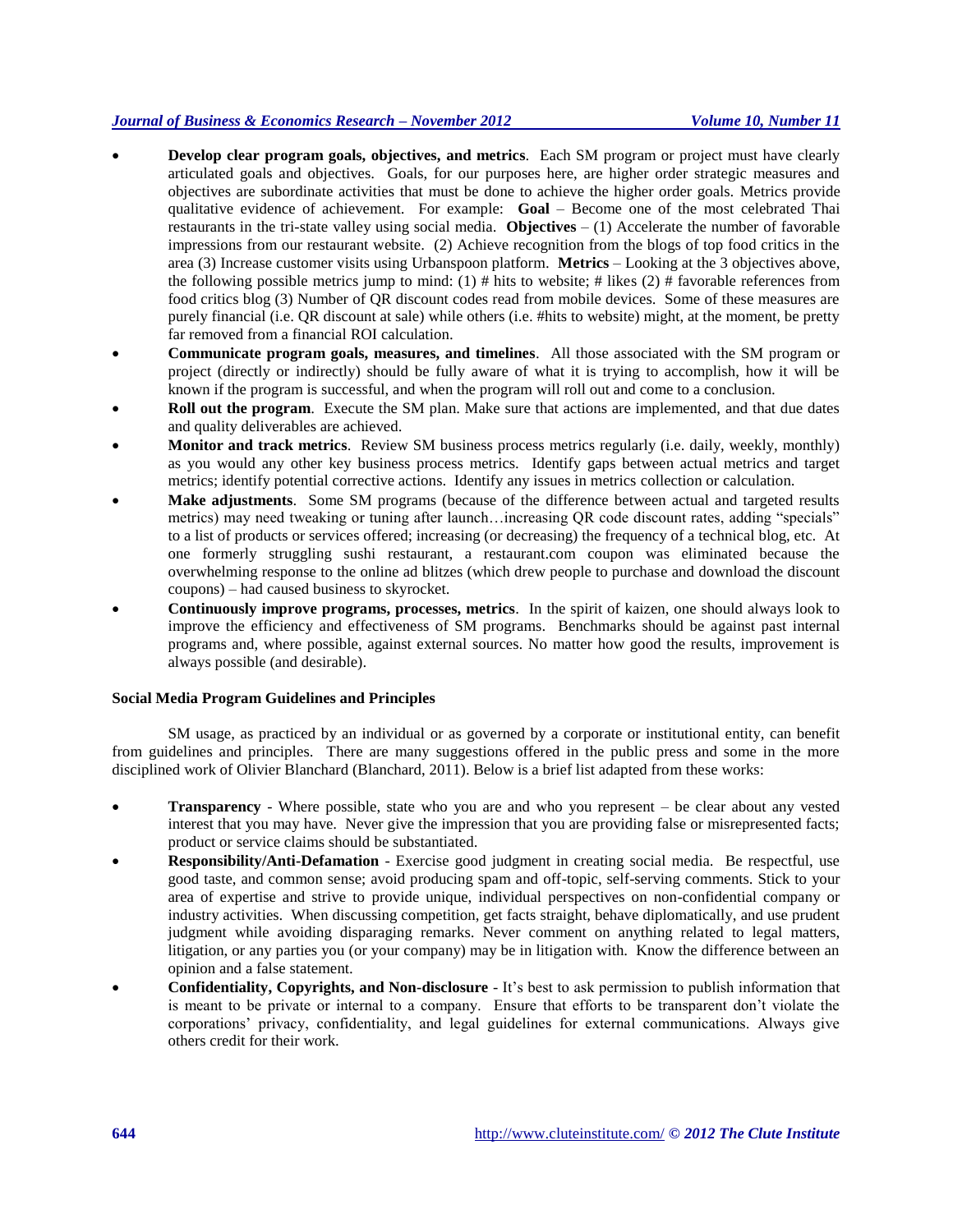- **Develop clear program goals, objectives, and metrics**. Each SM program or project must have clearly articulated goals and objectives. Goals, for our purposes here, are higher order strategic measures and objectives are subordinate activities that must be done to achieve the higher order goals. Metrics provide qualitative evidence of achievement. For example: **Goal** – Become one of the most celebrated Thai restaurants in the tri-state valley using social media. **Objectives** – (1) Accelerate the number of favorable impressions from our restaurant website. (2) Achieve recognition from the blogs of top food critics in the area (3) Increase customer visits using Urbanspoon platform. **Metrics** – Looking at the 3 objectives above, the following possible metrics jump to mind: (1) # hits to website; # likes (2) # favorable references from food critics blog (3) Number of QR discount codes read from mobile devices. Some of these measures are purely financial (i.e. QR discount at sale) while others (i.e. #hits to website) might, at the moment, be pretty far removed from a financial ROI calculation.
- **Communicate program goals, measures, and timelines**. All those associated with the SM program or project (directly or indirectly) should be fully aware of what it is trying to accomplish, how it will be known if the program is successful, and when the program will roll out and come to a conclusion.
- **Roll out the program**. Execute the SM plan. Make sure that actions are implemented, and that due dates and quality deliverables are achieved.
- **Monitor and track metrics**. Review SM business process metrics regularly (i.e. daily, weekly, monthly) as you would any other key business process metrics. Identify gaps between actual metrics and target metrics; identify potential corrective actions. Identify any issues in metrics collection or calculation.
- **Make adjustments**. Some SM programs (because of the difference between actual and targeted results metrics) may need tweaking or tuning after launch…increasing QR code discount rates, adding "specials" to a list of products or services offered; increasing (or decreasing) the frequency of a technical blog, etc. At one formerly struggling sushi restaurant, a restaurant.com coupon was eliminated because the overwhelming response to the online ad blitzes (which drew people to purchase and download the discount coupons) – had caused business to skyrocket.
- **Continuously improve programs, processes, metrics**. In the spirit of kaizen, one should always look to improve the efficiency and effectiveness of SM programs. Benchmarks should be against past internal programs and, where possible, against external sources. No matter how good the results, improvement is always possible (and desirable).

**Social Media Program Guidelines and Principles**

SM usage, as practiced by an individual or as governed by a corporate or institutional entity, can benefit from guidelines and principles. There are many suggestions offered in the public press and some in the more disciplined work of Olivier Blanchard (Blanchard, 2011). Below is a brief list adapted from these works:

- **Transparency** - Where possible, state who you are and who you represent – be clear about any vested interest that you may have. Never give the impression that you are providing false or misrepresented facts; product or service claims should be substantiated.
- **Responsibility/Anti-Defamation** - Exercise good judgment in creating social media. Be respectful, use good taste, and common sense; avoid producing spam and off-topic, self-serving comments. Stick to your area of expertise and strive to provide unique, individual perspectives on non-confidential company or industry activities. When discussing competition, get facts straight, behave diplomatically, and use prudent judgment while avoiding disparaging remarks. Never comment on anything related to legal matters, litigation, or any parties you (or your company) may be in litigation with. Know the difference between an opinion and a false statement.
- **Confidentiality, Copyrights, and Non-disclosure** - It's best to ask permission to publish information that is meant to be private or internal to a company. Ensure that efforts to be transparent don't violate the corporations' privacy, confidentiality, and legal guidelines for external communications. Always give others credit for their work.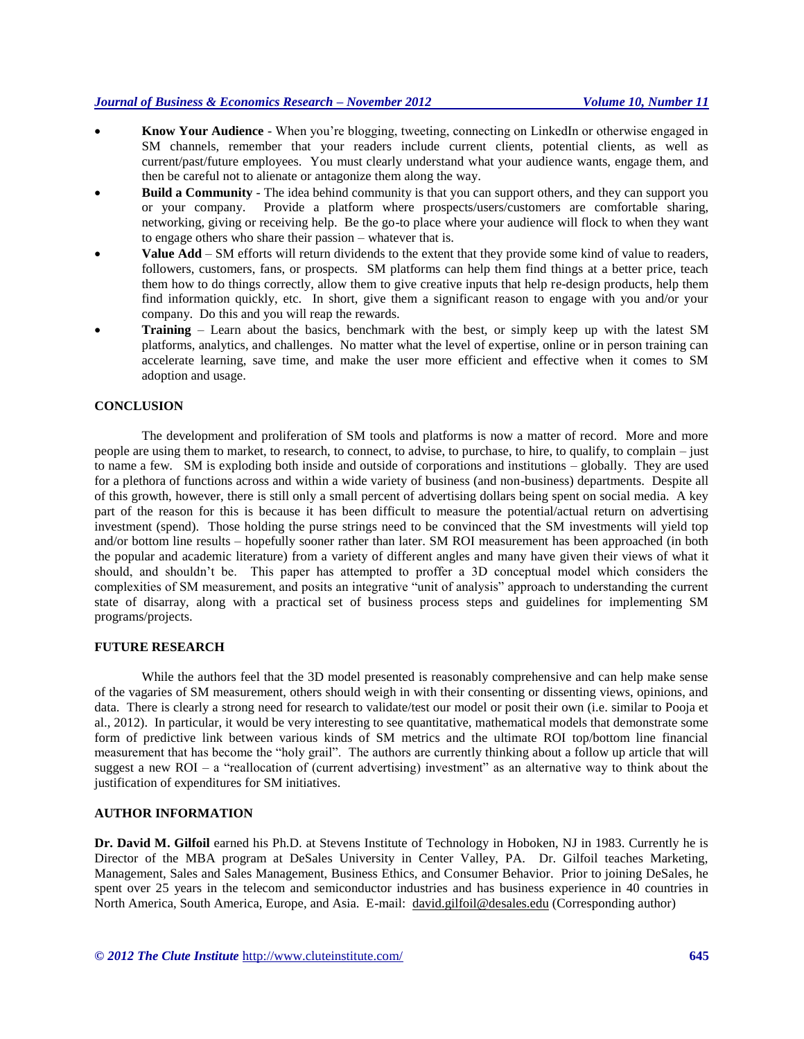- **Know Your Audience** - When you're blogging, tweeting, connecting on LinkedIn or otherwise engaged in SM channels, remember that your readers include current clients, potential clients, as well as current/past/future employees. You must clearly understand what your audience wants, engage them, and then be careful not to alienate or antagonize them along the way.
- **Build a Community** - The idea behind community is that you can support others, and they can support you or your company. Provide a platform where prospects/users/customers are comfortable sharing, networking, giving or receiving help. Be the go-to place where your audience will flock to when they want to engage others who share their passion – whatever that is.
- **Value Add** – SM efforts will return dividends to the extent that they provide some kind of value to readers, followers, customers, fans, or prospects. SM platforms can help them find things at a better price, teach them how to do things correctly, allow them to give creative inputs that help re-design products, help them find information quickly, etc. In short, give them a significant reason to engage with you and/or your company. Do this and you will reap the rewards.
- **Training** – Learn about the basics, benchmark with the best, or simply keep up with the latest SM platforms, analytics, and challenges. No matter what the level of expertise, online or in person training can accelerate learning, save time, and make the user more efficient and effective when it comes to SM adoption and usage.

## CONCLUSION

The development and proliferation of SM tools and platforms is now a matter of record. More and more people are using them to market, to research, to connect, to advise, to purchase, to hire, to qualify, to complain – just to name a few. SM is exploding both inside and outside of corporations and institutions – globally. They are used for a plethora of functions across and within a wide variety of business (and non-business) departments. Despite all of this growth, however, there is still only a small percent of advertising dollars being spent on social media. A key part of the reason for this is because it has been difficult to measure the potential/actual return on advertising investment (spend). Those holding the purse strings need to be convinced that the SM investments will yield top and/or bottom line results – hopefully sooner rather than later. SM ROI measurement has been approached (in both the popular and academic literature) from a variety of different angles and many have given their views of what it should, and shouldn't be. This paper has attempted to proffer a 3D conceptual model which considers the complexities of SM measurement, and posits an integrative "unit of analysis" approach to understanding the current state of disarray, along with a practical set of business process steps and guidelines for implementing SM programs/projects.

## FUTURE RESEARCH

While the authors feel that the 3D model presented is reasonably comprehensive and can help make sense of the vagaries of SM measurement, others should weigh in with their consenting or dissenting views, opinions, and data. There is clearly a strong need for research to validate/test our model or posit their own (i.e. similar to Pooja et al., 2012). In particular, it would be very interesting to see quantitative, mathematical models that demonstrate some form of predictive link between various kinds of SM metrics and the ultimate ROI top/bottom line financial measurement that has become the "holy grail". The authors are currently thinking about a follow up article that will suggest a new ROI – a "reallocation of (current advertising) investment" as an alternative way to think about the justification of expenditures for SM initiatives.

## AUTHOR INFORMATION

**Dr. David M. Gilfoil** earned his Ph.D. at Stevens Institute of Technology in Hoboken, NJ in 1983. Currently he is Director of the MBA program at DeSales University in Center Valley, PA. Dr. Gilfoil teaches Marketing, Management, Sales and Sales Management, Business Ethics, and Consumer Behavior. Prior to joining DeSales, he spent over 25 years in the telecom and semiconductor industries and has business experience in 40 countries in North America, South America, Europe, and Asia. E-mail: david.gilfoil@desales.edu (Corresponding author)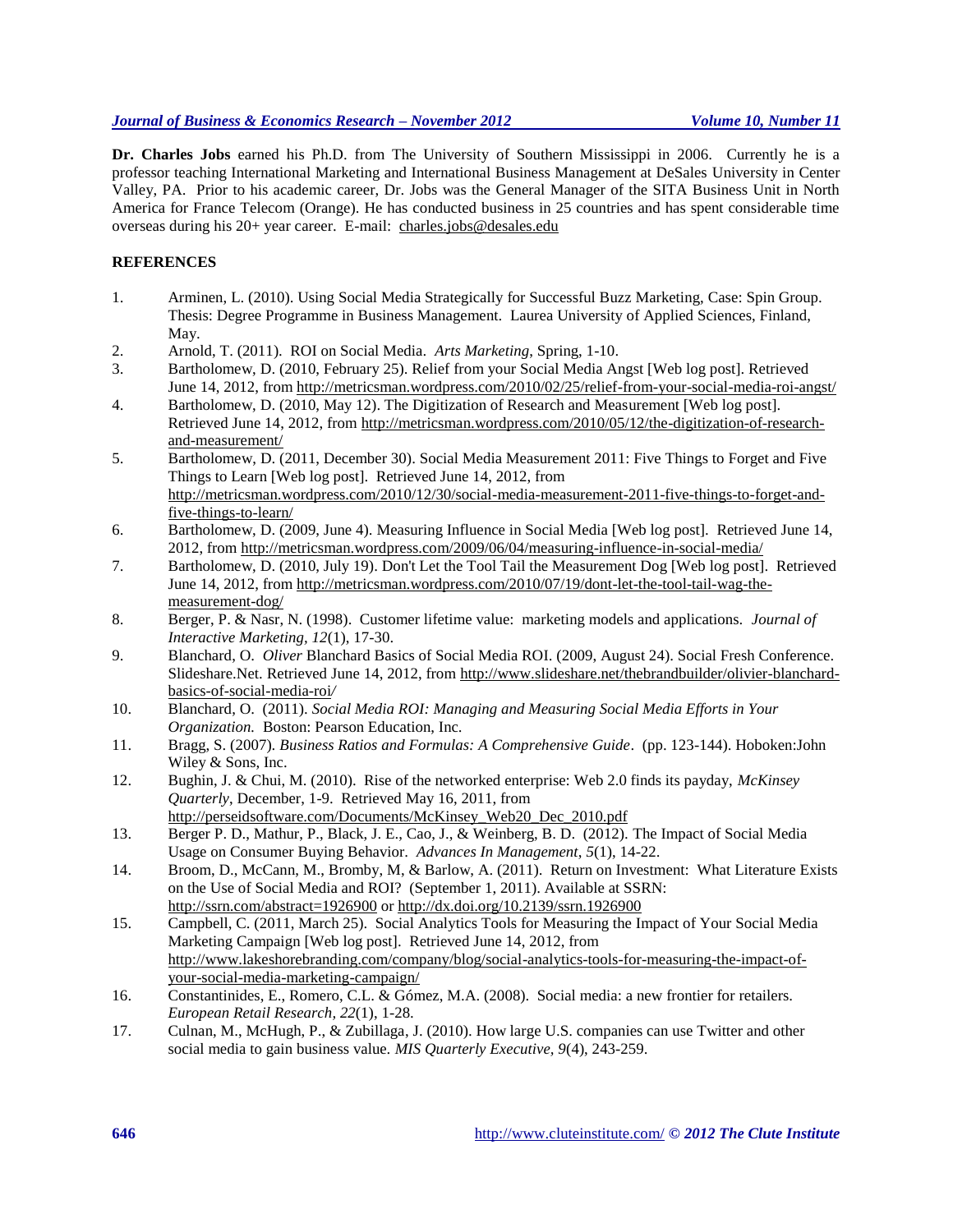**Dr. Charles Jobs** earned his Ph.D. from The University of Southern Mississippi in 2006. Currently he is a professor teaching International Marketing and International Business Management at DeSales University in Center Valley, PA. Prior to his academic career, Dr. Jobs was the General Manager of the SITA Business Unit in North America for France Telecom (Orange). He has conducted business in 25 countries and has spent considerable time overseas during his 20+ year career. E-mail: charles.jobs@desales.edu

## REFERENCES

1. Arminen, L. (2010). Using Social Media Strategically for Successful Buzz Marketing, Case: Spin Group. Thesis: Degree Programme in Business Management. Laurea University of Applied Sciences, Finland, May.
2. Arnold, T. (2011). ROI on Social Media. *Arts Marketing*, Spring, 1-10.
3. Bartholomew, D. (2010, February 25). Relief from your Social Media Angst [Web log post]. Retrieved June 14, 2012, from http://metricsman.wordpress.com/2010/02/25/relief-from-your-social-media-roi-angst/
4. Bartholomew, D. (2010, May 12). The Digitization of Research and Measurement [Web log post]. Retrieved June 14, 2012, from http://metricsman.wordpress.com/2010/05/12/the-digitization-of-research-and-measurement/
5. Bartholomew, D. (2011, December 30). Social Media Measurement 2011: Five Things to Forget and Five Things to Learn [Web log post]. Retrieved June 14, 2012, from http://metricsman.wordpress.com/2010/12/30/social-media-measurement-2011-five-things-to-forget-and-five-things-to-learn/
6. Bartholomew, D. (2009, June 4). Measuring Influence in Social Media [Web log post]. Retrieved June 14, 2012, from http://metricsman.wordpress.com/2009/06/04/measuring-influence-in-social-media/
7. Bartholomew, D. (2010, July 19). Don't Let the Tool Tail the Measurement Dog [Web log post]. Retrieved June 14, 2012, from http://metricsman.wordpress.com/2010/07/19/dont-let-the-tool-tail-wag-the-measurement-dog/
8. Berger, P. & Nasr, N. (1998). Customer lifetime value: marketing models and applications. *Journal of Interactive Marketing, 12*(1), 17-30.
9. Blanchard, O. *Oliver* Blanchard Basics of Social Media ROI. (2009, August 24). Social Fresh Conference. Slideshare.Net. Retrieved June 14, 2012, from http://www.slideshare.net/thebrandbuilder/olivier-blanchard-basics-of-social-media-roi/
10. Blanchard, O. (2011). *Social Media ROI: Managing and Measuring Social Media Efforts in Your Organization.* Boston: Pearson Education, Inc.
11. Bragg, S. (2007). *Business Ratios and Formulas: A Comprehensive Guide*. (pp. 123-144). Hoboken:John Wiley & Sons, Inc.
12. Bughin, J. & Chui, M. (2010). Rise of the networked enterprise: Web 2.0 finds its payday, *McKinsey Quarterly*, December, 1-9. Retrieved May 16, 2011, from http://perseidsoftware.com/Documents/McKinsey_Web20_Dec_2010.pdf
13. Berger P. D., Mathur, P., Black, J. E., Cao, J., & Weinberg, B. D. (2012). The Impact of Social Media Usage on Consumer Buying Behavior. *Advances In Management*, *5*(1), 14-22.
14. Broom, D., McCann, M., Bromby, M, & Barlow, A. (2011). Return on Investment: What Literature Exists on the Use of Social Media and ROI? (September 1, 2011). Available at SSRN: http://ssrn.com/abstract=1926900 or http://dx.doi.org/10.2139/ssrn.1926900
15. Campbell, C. (2011, March 25). Social Analytics Tools for Measuring the Impact of Your Social Media Marketing Campaign [Web log post]. Retrieved June 14, 2012, from http://www.lakeshorebranding.com/company/blog/social-analytics-tools-for-measuring-the-impact-of-your-social-media-marketing-campaign/
16. Constantinides, E., Romero, C.L. & Gómez, M.A. (2008). Social media: a new frontier for retailers. *European Retail Research, 22*(1), 1-28.
17. Culnan, M., McHugh, P., & Zubillaga, J. (2010). How large U.S. companies can use Twitter and other social media to gain business value. *MIS Quarterly Executive*, *9*(4), 243-259.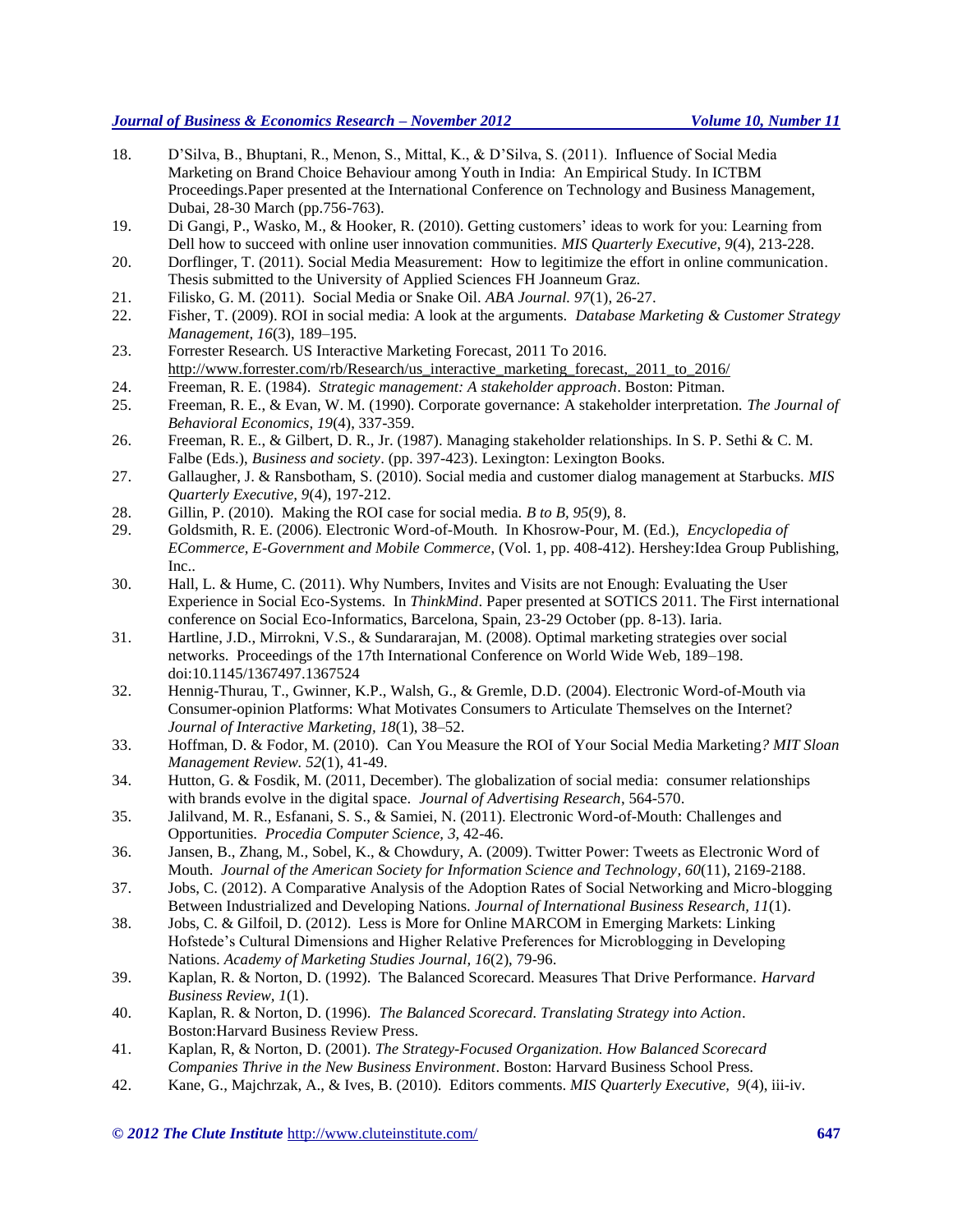18. D'Silva, B., Bhuptani, R., Menon, S., Mittal, K., & D'Silva, S. (2011). Influence of Social Media Marketing on Brand Choice Behaviour among Youth in India: An Empirical Study. In ICTBM Proceedings.Paper presented at the International Conference on Technology and Business Management, Dubai, 28-30 March (pp.756-763).
19. Di Gangi, P., Wasko, M., & Hooker, R. (2010). Getting customers' ideas to work for you: Learning from Dell how to succeed with online user innovation communities. *MIS Quarterly Executive*, *9*(4), 213-228.
20. Dorflinger, T. (2011). Social Media Measurement: How to legitimize the effort in online communication. Thesis submitted to the University of Applied Sciences FH Joanneum Graz.
21. Filisko, G. M. (2011). Social Media or Snake Oil. *ABA Journal. 97*(1), 26-27.
22. Fisher, T. (2009). ROI in social media: A look at the arguments. *Database Marketing & Customer Strategy Management, 16*(3), 189–195.
23. Forrester Research. US Interactive Marketing Forecast, 2011 To 2016. http://www.forrester.com/rb/Research/us_interactive_marketing_forecast,_2011_to_2016/
24. Freeman, R. E. (1984). *Strategic management: A stakeholder approach*. Boston: Pitman.
25. Freeman, R. E., & Evan, W. M. (1990). Corporate governance: A stakeholder interpretation. *The Journal of Behavioral Economics, 19*(4), 337-359.
26. Freeman, R. E., & Gilbert, D. R., Jr. (1987). Managing stakeholder relationships. In S. P. Sethi & C. M. Falbe (Eds.), *Business and society*. (pp. 397-423). Lexington: Lexington Books.
27. Gallaugher, J. & Ransbotham, S. (2010). Social media and customer dialog management at Starbucks. *MIS Quarterly Executive, 9*(4), 197-212.
28. Gillin, P. (2010). Making the ROI case for social media. *B to B, 95*(9), 8.
29. Goldsmith, R. E. (2006). Electronic Word-of-Mouth. In Khosrow-Pour, M. (Ed.), *Encyclopedia of ECommerce, E-Government and Mobile Commerce*, (Vol. 1, pp. 408-412). Hershey:Idea Group Publishing, Inc..
30. Hall, L. & Hume, C. (2011). Why Numbers, Invites and Visits are not Enough: Evaluating the User Experience in Social Eco-Systems. In *ThinkMind*. Paper presented at SOTICS 2011. The First international conference on Social Eco-Informatics, Barcelona, Spain, 23-29 October (pp. 8-13). Iaria.
31. Hartline, J.D., Mirrokni, V.S., & Sundararajan, M. (2008). Optimal marketing strategies over social networks. Proceedings of the 17th International Conference on World Wide Web, 189–198. doi:10.1145/1367497.1367524
32. Hennig-Thurau, T., Gwinner, K.P., Walsh, G., & Gremle, D.D. (2004). Electronic Word-of-Mouth via Consumer-opinion Platforms: What Motivates Consumers to Articulate Themselves on the Internet? *Journal of Interactive Marketing, 18*(1), 38–52.
33. Hoffman, D. & Fodor, M. (2010). Can You Measure the ROI of Your Social Media Marketing*? MIT Sloan Management Review. 52*(1), 41-49.
34. Hutton, G. & Fosdik, M. (2011, December). The globalization of social media: consumer relationships with brands evolve in the digital space. *Journal of Advertising Research*, 564-570.
35. Jalilvand, M. R., Esfanani, S. S., & Samiei, N. (2011). Electronic Word-of-Mouth: Challenges and Opportunities. *Procedia Computer Science, 3*, 42-46.
36. Jansen, B., Zhang, M., Sobel, K., & Chowdury, A. (2009). Twitter Power: Tweets as Electronic Word of Mouth. *Journal of the American Society for Information Science and Technology, 60*(11), 2169-2188.
37. Jobs, C. (2012). A Comparative Analysis of the Adoption Rates of Social Networking and Micro-blogging Between Industrialized and Developing Nations. *Journal of International Business Research, 11*(1).
38. Jobs, C. & Gilfoil, D. (2012). Less is More for Online MARCOM in Emerging Markets: Linking Hofstede's Cultural Dimensions and Higher Relative Preferences for Microblogging in Developing Nations. *Academy of Marketing Studies Journal, 16*(2), 79-96.
39. Kaplan, R. & Norton, D. (1992). The Balanced Scorecard. Measures That Drive Performance. *Harvard Business Review, 1*(1).
40. Kaplan, R. & Norton, D. (1996). *The Balanced Scorecard. Translating Strategy into Action*. Boston:Harvard Business Review Press.
41. Kaplan, R, & Norton, D. (2001). *The Strategy-Focused Organization. How Balanced Scorecard Companies Thrive in the New Business Environment*. Boston: Harvard Business School Press.
42. Kane, G., Majchrzak, A., & Ives, B. (2010). Editors comments. *MIS Quarterly Executive, 9*(4), iii-iv.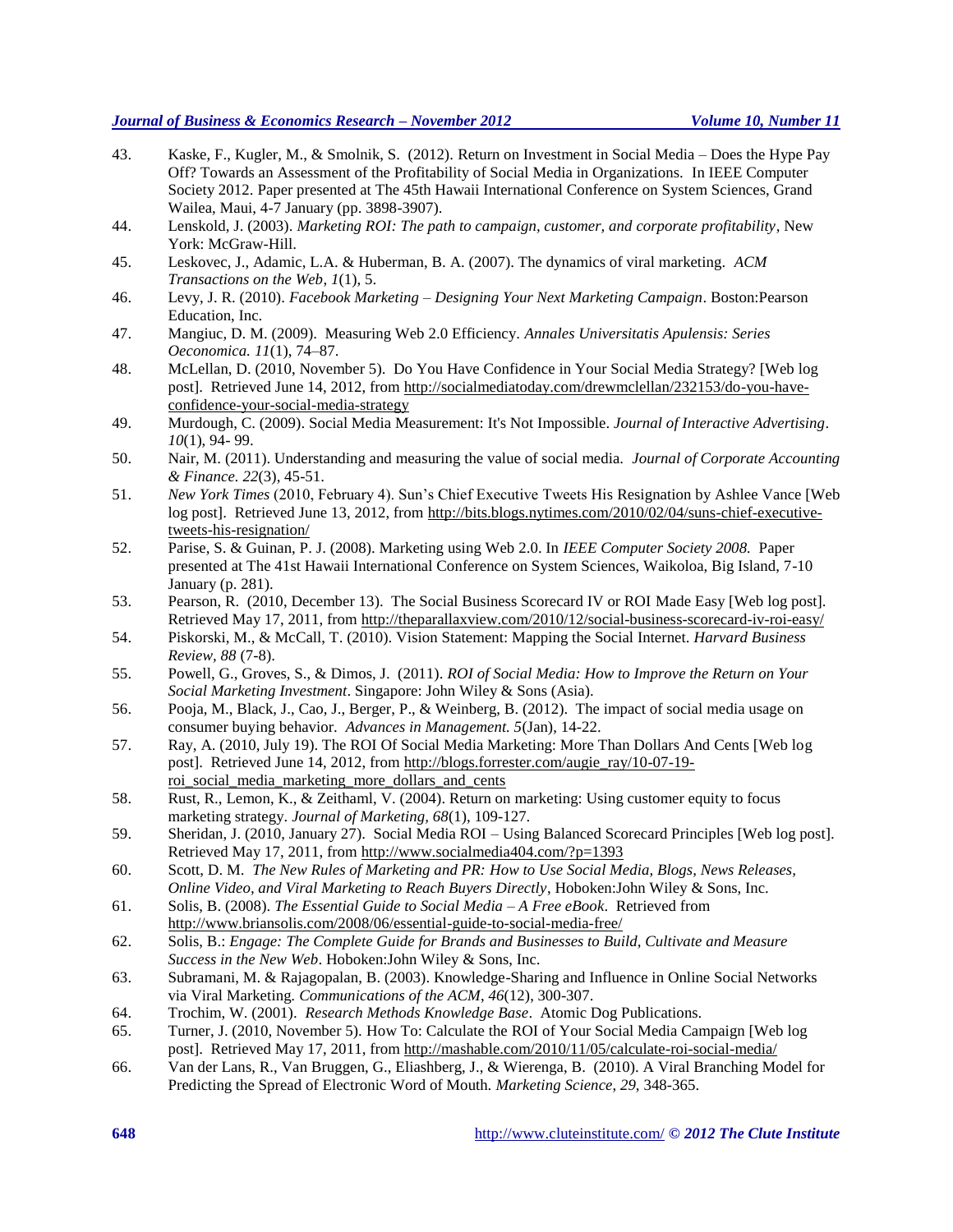43. Kaske, F., Kugler, M., & Smolnik, S. (2012). Return on Investment in Social Media – Does the Hype Pay Off? Towards an Assessment of the Profitability of Social Media in Organizations. In IEEE Computer Society 2012. Paper presented at The 45th Hawaii International Conference on System Sciences, Grand Wailea, Maui, 4-7 January (pp. 3898-3907).
44. Lenskold, J. (2003). *Marketing ROI: The path to campaign, customer, and corporate profitability*, New York: McGraw-Hill.
45. Leskovec, J., Adamic, L.A. & Huberman, B. A. (2007). The dynamics of viral marketing. *ACM Transactions on the Web*, *1*(1), 5.
46. Levy, J. R. (2010). *Facebook Marketing – Designing Your Next Marketing Campaign*. Boston:Pearson Education, Inc.
47. Mangiuc, D. M. (2009). Measuring Web 2.0 Efficiency. *Annales Universitatis Apulensis: Series Oeconomica. 11*(1), 74–87.
48. McLellan, D. (2010, November 5). Do You Have Confidence in Your Social Media Strategy? [Web log post]. Retrieved June 14, 2012, from http://socialmediatoday.com/drewmclellan/232153/do-you-have-confidence-your-social-media-strategy
49. Murdough, C. (2009). Social Media Measurement: It's Not Impossible. *Journal of Interactive Advertising*. *10*(1), 94- 99.
50. Nair, M. (2011). Understanding and measuring the value of social media. *Journal of Corporate Accounting & Finance. 22*(3), 45-51.
51. *New York Times* (2010, February 4). Sun's Chief Executive Tweets His Resignation by Ashlee Vance [Web log post]. Retrieved June 13, 2012, from http://bits.blogs.nytimes.com/2010/02/04/suns-chief-executive-tweets-his-resignation/
52. Parise, S. & Guinan, P. J. (2008). Marketing using Web 2.0. In *IEEE Computer Society 2008.* Paper presented at The 41st Hawaii International Conference on System Sciences, Waikoloa, Big Island, 7-10 January (p. 281).
53. Pearson, R. (2010, December 13). The Social Business Scorecard IV or ROI Made Easy [Web log post]. Retrieved May 17, 2011, from http://theparallaxview.com/2010/12/social-business-scorecard-iv-roi-easy/
54. Piskorski, M., & McCall, T. (2010). Vision Statement: Mapping the Social Internet. *Harvard Business Review*, *88* (7-8).
55. Powell, G., Groves, S., & Dimos, J. (2011). *ROI of Social Media: How to Improve the Return on Your Social Marketing Investment*. Singapore: John Wiley & Sons (Asia).
56. Pooja, M., Black, J., Cao, J., Berger, P., & Weinberg, B. (2012). The impact of social media usage on consumer buying behavior. *Advances in Management. 5*(Jan), 14-22.
57. Ray, A. (2010, July 19). The ROI Of Social Media Marketing: More Than Dollars And Cents [Web log post]. Retrieved June 14, 2012, from http://blogs.forrester.com/augie_ray/10-07-19-roi_social_media_marketing_more_dollars_and_cents
58. Rust, R., Lemon, K., & Zeithaml, V. (2004). Return on marketing: Using customer equity to focus marketing strategy. *Journal of Marketing, 68*(1), 109-127.
59. Sheridan, J. (2010, January 27). Social Media ROI – Using Balanced Scorecard Principles [Web log post]. Retrieved May 17, 2011, from http://www.socialmedia404.com/?p=1393
60. Scott, D. M. *The New Rules of Marketing and PR: How to Use Social Media, Blogs, News Releases, Online Video, and Viral Marketing to Reach Buyers Directly*, Hoboken:John Wiley & Sons, Inc.
61. Solis, B. (2008). *The Essential Guide to Social Media – A Free eBook*. Retrieved from http://www.briansolis.com/2008/06/essential-guide-to-social-media-free/
62. Solis, B.: *Engage: The Complete Guide for Brands and Businesses to Build, Cultivate and Measure Success in the New Web*. Hoboken:John Wiley & Sons, Inc.
63. Subramani, M. & Rajagopalan, B. (2003). Knowledge-Sharing and Influence in Online Social Networks via Viral Marketing. *Communications of the ACM*, *46*(12), 300-307.
64. Trochim, W. (2001). *Research Methods Knowledge Base*. Atomic Dog Publications.
65. Turner, J. (2010, November 5). How To: Calculate the ROI of Your Social Media Campaign [Web log post]. Retrieved May 17, 2011, from http://mashable.com/2010/11/05/calculate-roi-social-media/
66. Van der Lans, R., Van Bruggen, G., Eliashberg, J., & Wierenga, B. (2010). A Viral Branching Model for Predicting the Spread of Electronic Word of Mouth. *Marketing Science*, *29*, 348-365.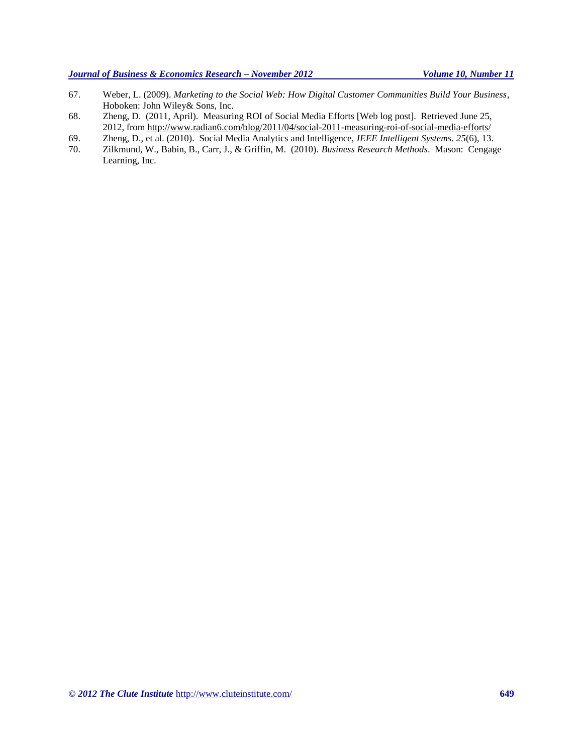67. Weber, L. (2009). *Marketing to the Social Web: How Digital Customer Communities Build Your Business*, Hoboken: John Wiley& Sons, Inc.
68. Zheng, D. (2011, April). Measuring ROI of Social Media Efforts [Web log post]. Retrieved June 25, 2012, from http://www.radian6.com/blog/2011/04/social-2011-measuring-roi-of-social-media-efforts/
69. Zheng, D., et al. (2010). Social Media Analytics and Intelligence, *IEEE Intelligent Systems*. *25*(6), 13.
70. Zilkmund, W., Babin, B., Carr, J., & Griffin, M. (2010). *Business Research Methods*. Mason: Cengage Learning, Inc.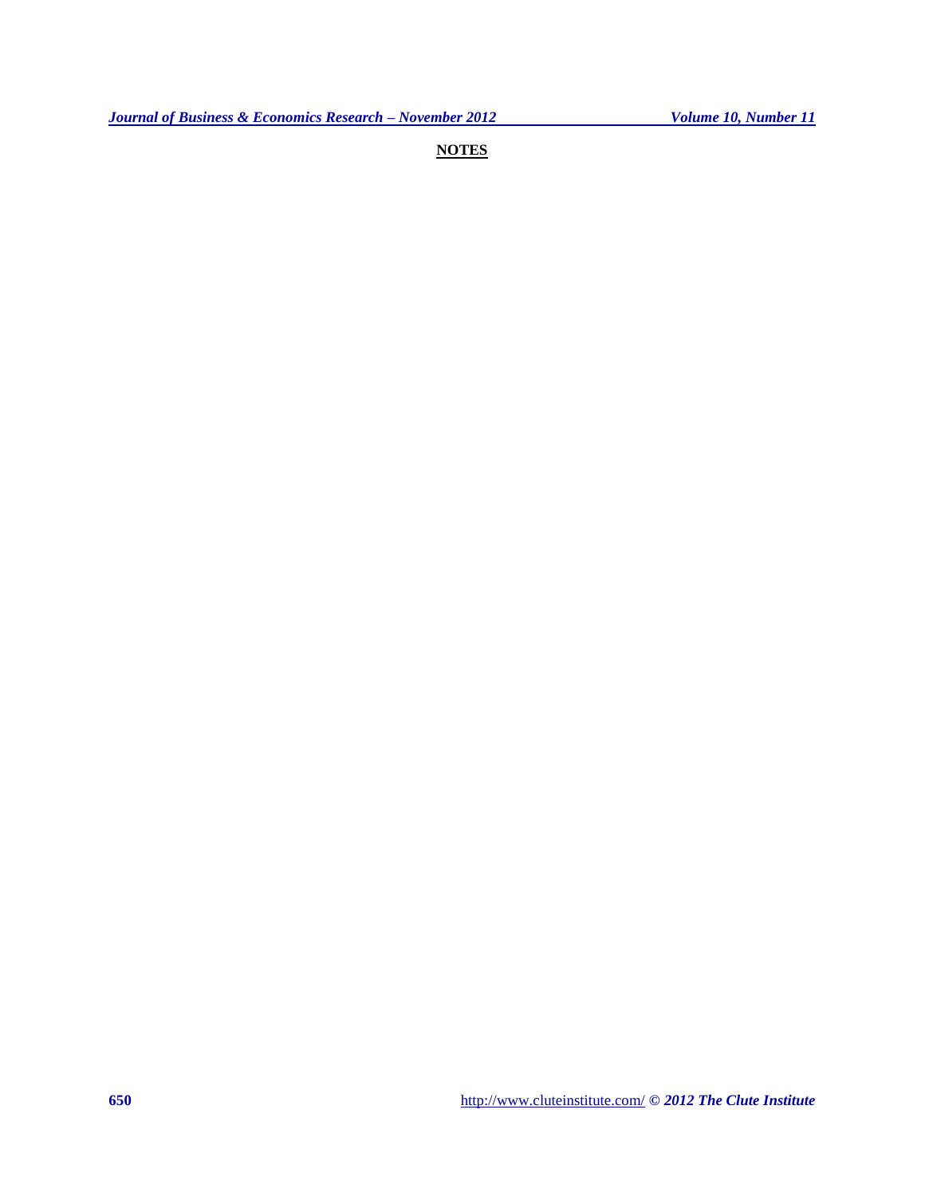**NOTES**